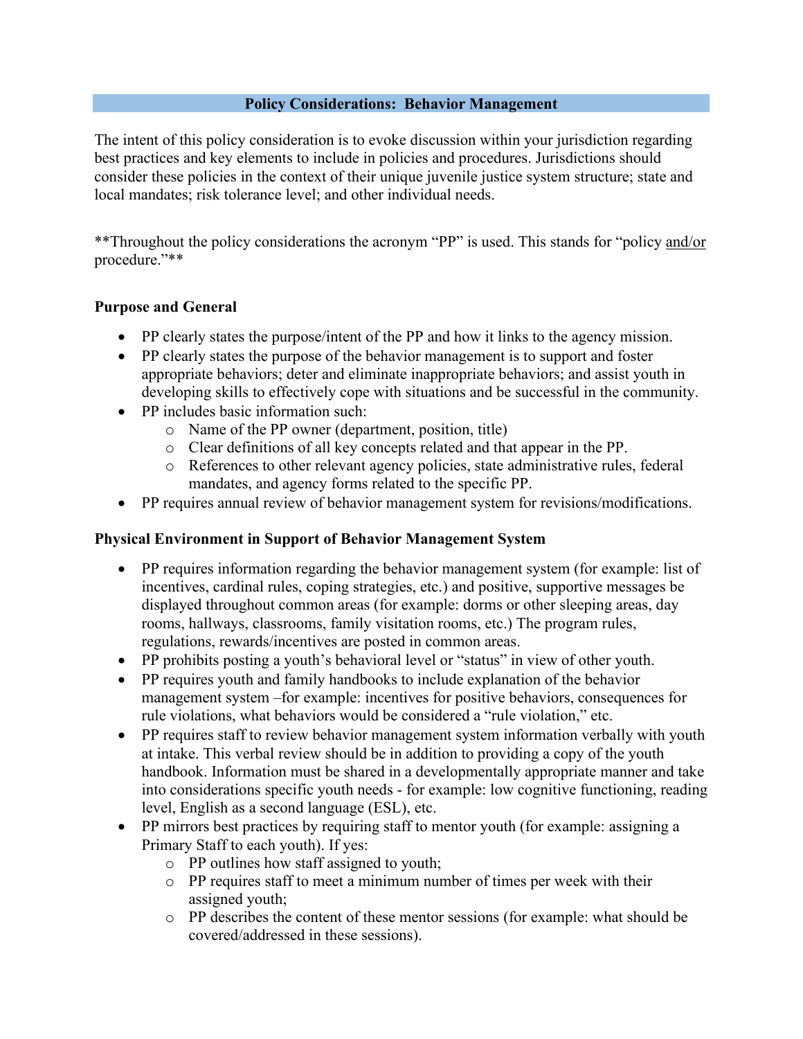## Policy Considerations: Behavior Management

The intent of this policy consideration is to evoke discussion within your jurisdiction regarding best practices and key elements to include in policies and procedures. Jurisdictions should consider these policies in the context of their unique juvenile justice system structure; state and local mandates; risk tolerance level; and other individual needs.

**Throughout the policy considerations the acronym "PP" is used. This stands for "policy and/or procedure."**

### Purpose and General

- PP clearly states the purpose/intent of the PP and how it links to the agency mission.
- PP clearly states the purpose of the behavior management is to support and foster appropriate behaviors; deter and eliminate inappropriate behaviors; and assist youth in developing skills to effectively cope with situations and be successful in the community.
- PP includes basic information such:
  - Name of the PP owner (department, position, title)
  - Clear definitions of all key concepts related and that appear in the PP.
  - References to other relevant agency policies, state administrative rules, federal mandates, and agency forms related to the specific PP.
- PP requires annual review of behavior management system for revisions/modifications.

### Physical Environment in Support of Behavior Management System

- PP requires information regarding the behavior management system (for example: list of incentives, cardinal rules, coping strategies, etc.) and positive, supportive messages be displayed throughout common areas (for example: dorms or other sleeping areas, day rooms, hallways, classrooms, family visitation rooms, etc.) The program rules, regulations, rewards/incentives are posted in common areas.
- PP prohibits posting a youth's behavioral level or "status" in view of other youth.
- PP requires youth and family handbooks to include explanation of the behavior management system –for example: incentives for positive behaviors, consequences for rule violations, what behaviors would be considered a "rule violation," etc.
- PP requires staff to review behavior management system information verbally with youth at intake. This verbal review should be in addition to providing a copy of the youth handbook. Information must be shared in a developmentally appropriate manner and take into considerations specific youth needs - for example: low cognitive functioning, reading level, English as a second language (ESL), etc.
- PP mirrors best practices by requiring staff to mentor youth (for example: assigning a Primary Staff to each youth). If yes:
  - PP outlines how staff assigned to youth;
  - PP requires staff to meet a minimum number of times per week with their assigned youth;
  - PP describes the content of these mentor sessions (for example: what should be covered/addressed in these sessions).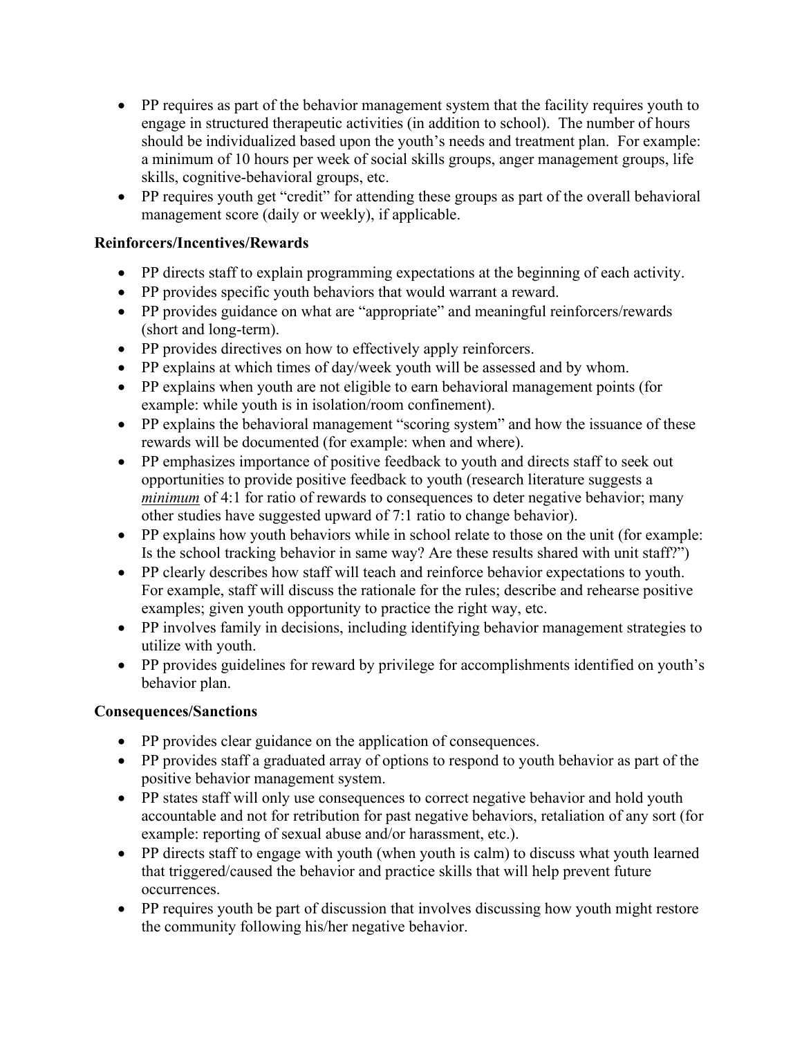- PP requires as part of the behavior management system that the facility requires youth to engage in structured therapeutic activities (in addition to school). The number of hours should be individualized based upon the youth's needs and treatment plan. For example: a minimum of 10 hours per week of social skills groups, anger management groups, life skills, cognitive-behavioral groups, etc.
- PP requires youth get "credit" for attending these groups as part of the overall behavioral management score (daily or weekly), if applicable.

**Reinforcers/Incentives/Rewards**

- PP directs staff to explain programming expectations at the beginning of each activity.
- PP provides specific youth behaviors that would warrant a reward.
- PP provides guidance on what are "appropriate" and meaningful reinforcers/rewards (short and long-term).
- PP provides directives on how to effectively apply reinforcers.
- PP explains at which times of day/week youth will be assessed and by whom.
- PP explains when youth are not eligible to earn behavioral management points (for example: while youth is in isolation/room confinement).
- PP explains the behavioral management "scoring system" and how the issuance of these rewards will be documented (for example: when and where).
- PP emphasizes importance of positive feedback to youth and directs staff to seek out opportunities to provide positive feedback to youth (research literature suggests a ***minimum*** of 4:1 for ratio of rewards to consequences to deter negative behavior; many other studies have suggested upward of 7:1 ratio to change behavior).
- PP explains how youth behaviors while in school relate to those on the unit (for example: Is the school tracking behavior in same way? Are these results shared with unit staff?")
- PP clearly describes how staff will teach and reinforce behavior expectations to youth. For example, staff will discuss the rationale for the rules; describe and rehearse positive examples; given youth opportunity to practice the right way, etc.
- PP involves family in decisions, including identifying behavior management strategies to utilize with youth.
- PP provides guidelines for reward by privilege for accomplishments identified on youth's behavior plan.

**Consequences/Sanctions**

- PP provides clear guidance on the application of consequences.
- PP provides staff a graduated array of options to respond to youth behavior as part of the positive behavior management system.
- PP states staff will only use consequences to correct negative behavior and hold youth accountable and not for retribution for past negative behaviors, retaliation of any sort (for example: reporting of sexual abuse and/or harassment, etc.).
- PP directs staff to engage with youth (when youth is calm) to discuss what youth learned that triggered/caused the behavior and practice skills that will help prevent future occurrences.
- PP requires youth be part of discussion that involves discussing how youth might restore the community following his/her negative behavior.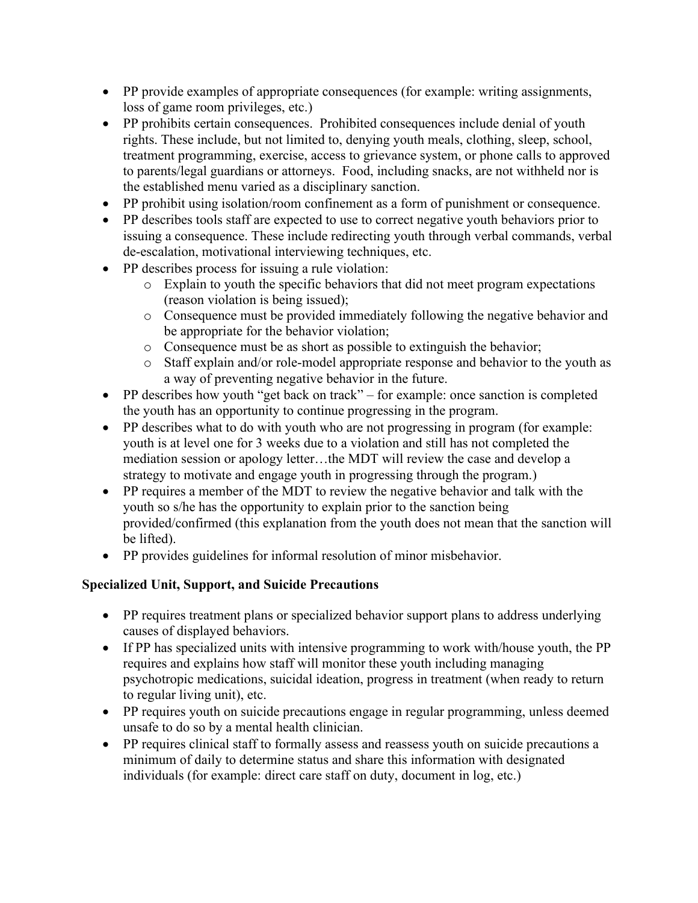- PP provide examples of appropriate consequences (for example: writing assignments, loss of game room privileges, etc.)
- PP prohibits certain consequences. Prohibited consequences include denial of youth rights. These include, but not limited to, denying youth meals, clothing, sleep, school, treatment programming, exercise, access to grievance system, or phone calls to approved to parents/legal guardians or attorneys. Food, including snacks, are not withheld nor is the established menu varied as a disciplinary sanction.
- PP prohibit using isolation/room confinement as a form of punishment or consequence.
- PP describes tools staff are expected to use to correct negative youth behaviors prior to issuing a consequence. These include redirecting youth through verbal commands, verbal de-escalation, motivational interviewing techniques, etc.
- PP describes process for issuing a rule violation:
  - Explain to youth the specific behaviors that did not meet program expectations (reason violation is being issued);
  - Consequence must be provided immediately following the negative behavior and be appropriate for the behavior violation;
  - Consequence must be as short as possible to extinguish the behavior;
  - Staff explain and/or role-model appropriate response and behavior to the youth as a way of preventing negative behavior in the future.
- PP describes how youth "get back on track" – for example: once sanction is completed the youth has an opportunity to continue progressing in the program.
- PP describes what to do with youth who are not progressing in program (for example: youth is at level one for 3 weeks due to a violation and still has not completed the mediation session or apology letter…the MDT will review the case and develop a strategy to motivate and engage youth in progressing through the program.)
- PP requires a member of the MDT to review the negative behavior and talk with the youth so s/he has the opportunity to explain prior to the sanction being provided/confirmed (this explanation from the youth does not mean that the sanction will be lifted).
- PP provides guidelines for informal resolution of minor misbehavior.

**Specialized Unit, Support, and Suicide Precautions**

- PP requires treatment plans or specialized behavior support plans to address underlying causes of displayed behaviors.
- If PP has specialized units with intensive programming to work with/house youth, the PP requires and explains how staff will monitor these youth including managing psychotropic medications, suicidal ideation, progress in treatment (when ready to return to regular living unit), etc.
- PP requires youth on suicide precautions engage in regular programming, unless deemed unsafe to do so by a mental health clinician.
- PP requires clinical staff to formally assess and reassess youth on suicide precautions a minimum of daily to determine status and share this information with designated individuals (for example: direct care staff on duty, document in log, etc.)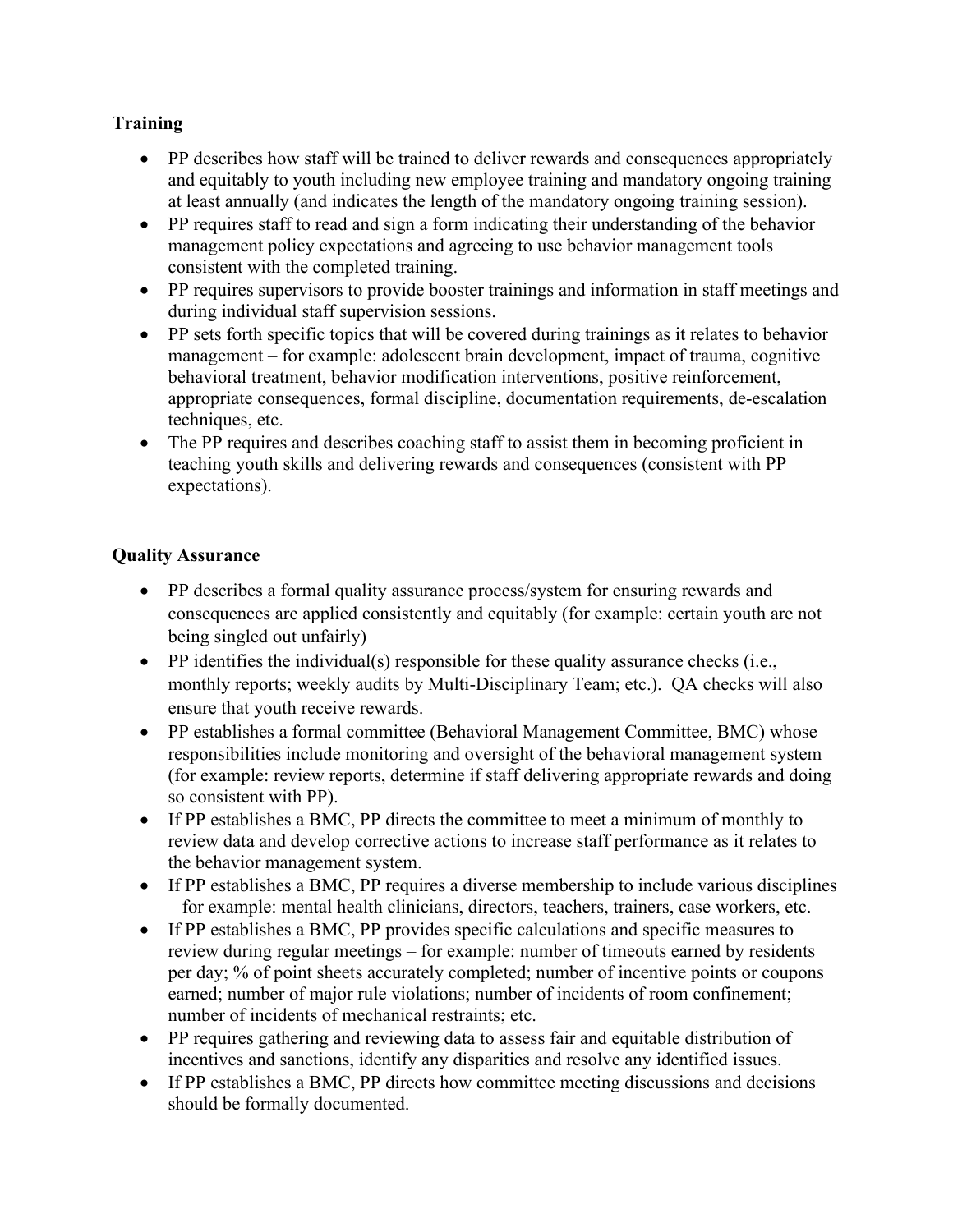**Training**

- PP describes how staff will be trained to deliver rewards and consequences appropriately and equitably to youth including new employee training and mandatory ongoing training at least annually (and indicates the length of the mandatory ongoing training session).
- PP requires staff to read and sign a form indicating their understanding of the behavior management policy expectations and agreeing to use behavior management tools consistent with the completed training.
- PP requires supervisors to provide booster trainings and information in staff meetings and during individual staff supervision sessions.
- PP sets forth specific topics that will be covered during trainings as it relates to behavior management – for example: adolescent brain development, impact of trauma, cognitive behavioral treatment, behavior modification interventions, positive reinforcement, appropriate consequences, formal discipline, documentation requirements, de-escalation techniques, etc.
- The PP requires and describes coaching staff to assist them in becoming proficient in teaching youth skills and delivering rewards and consequences (consistent with PP expectations).

**Quality Assurance**

- PP describes a formal quality assurance process/system for ensuring rewards and consequences are applied consistently and equitably (for example: certain youth are not being singled out unfairly)
- PP identifies the individual(s) responsible for these quality assurance checks (i.e., monthly reports; weekly audits by Multi-Disciplinary Team; etc.). QA checks will also ensure that youth receive rewards.
- PP establishes a formal committee (Behavioral Management Committee, BMC) whose responsibilities include monitoring and oversight of the behavioral management system (for example: review reports, determine if staff delivering appropriate rewards and doing so consistent with PP).
- If PP establishes a BMC, PP directs the committee to meet a minimum of monthly to review data and develop corrective actions to increase staff performance as it relates to the behavior management system.
- If PP establishes a BMC, PP requires a diverse membership to include various disciplines – for example: mental health clinicians, directors, teachers, trainers, case workers, etc.
- If PP establishes a BMC, PP provides specific calculations and specific measures to review during regular meetings – for example: number of timeouts earned by residents per day; % of point sheets accurately completed; number of incentive points or coupons earned; number of major rule violations; number of incidents of room confinement; number of incidents of mechanical restraints; etc.
- PP requires gathering and reviewing data to assess fair and equitable distribution of incentives and sanctions, identify any disparities and resolve any identified issues.
- If PP establishes a BMC, PP directs how committee meeting discussions and decisions should be formally documented.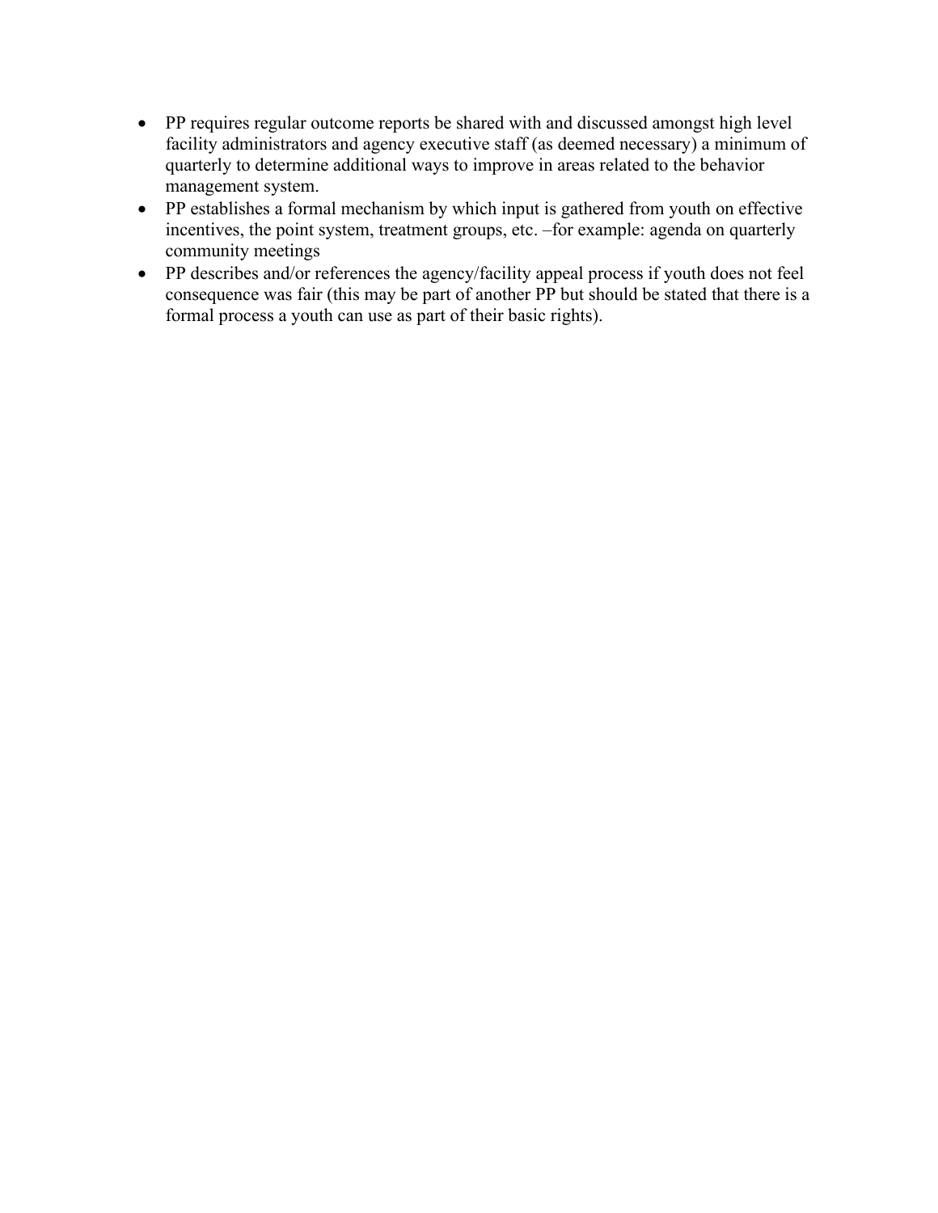- PP requires regular outcome reports be shared with and discussed amongst high level facility administrators and agency executive staff (as deemed necessary) a minimum of quarterly to determine additional ways to improve in areas related to the behavior management system.
- PP establishes a formal mechanism by which input is gathered from youth on effective incentives, the point system, treatment groups, etc. –for example: agenda on quarterly community meetings
- PP describes and/or references the agency/facility appeal process if youth does not feel consequence was fair (this may be part of another PP but should be stated that there is a formal process a youth can use as part of their basic rights).